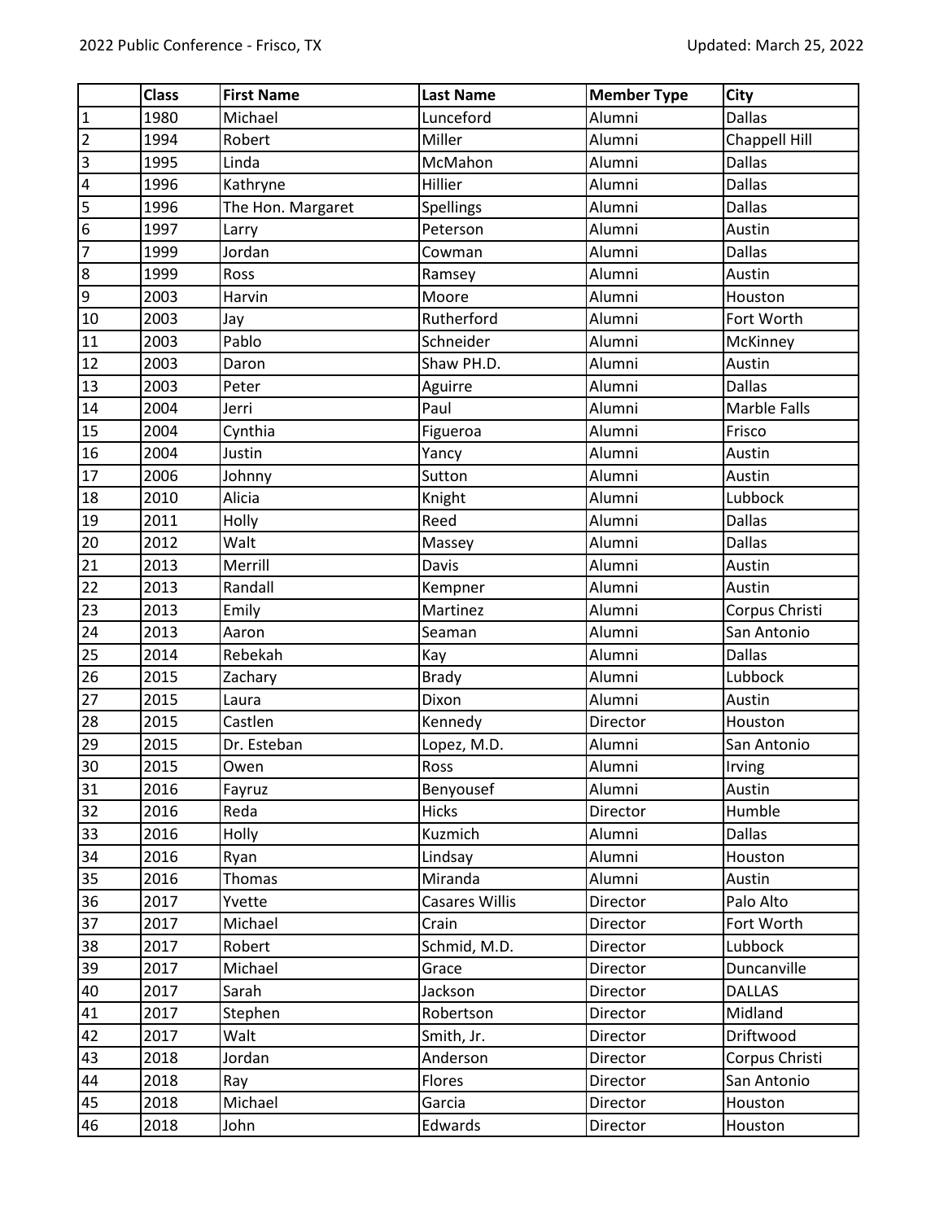| | Class | First Name | Last Name | Member Type | City |
|---|---|---|---|---|---|
| 1 | 1980 | Michael | Lunceford | Alumni | Dallas |
| 2 | 1994 | Robert | Miller | Alumni | Chappell Hill |
| 3 | 1995 | Linda | McMahon | Alumni | Dallas |
| 4 | 1996 | Kathryne | Hillier | Alumni | Dallas |
| 5 | 1996 | The Hon. Margaret | Spellings | Alumni | Dallas |
| 6 | 1997 | Larry | Peterson | Alumni | Austin |
| 7 | 1999 | Jordan | Cowman | Alumni | Dallas |
| 8 | 1999 | Ross | Ramsey | Alumni | Austin |
| 9 | 2003 | Harvin | Moore | Alumni | Houston |
| 10 | 2003 | Jay | Rutherford | Alumni | Fort Worth |
| 11 | 2003 | Pablo | Schneider | Alumni | McKinney |
| 12 | 2003 | Daron | Shaw PH.D. | Alumni | Austin |
| 13 | 2003 | Peter | Aguirre | Alumni | Dallas |
| 14 | 2004 | Jerri | Paul | Alumni | Marble Falls |
| 15 | 2004 | Cynthia | Figueroa | Alumni | Frisco |
| 16 | 2004 | Justin | Yancy | Alumni | Austin |
| 17 | 2006 | Johnny | Sutton | Alumni | Austin |
| 18 | 2010 | Alicia | Knight | Alumni | Lubbock |
| 19 | 2011 | Holly | Reed | Alumni | Dallas |
| 20 | 2012 | Walt | Massey | Alumni | Dallas |
| 21 | 2013 | Merrill | Davis | Alumni | Austin |
| 22 | 2013 | Randall | Kempner | Alumni | Austin |
| 23 | 2013 | Emily | Martinez | Alumni | Corpus Christi |
| 24 | 2013 | Aaron | Seaman | Alumni | San Antonio |
| 25 | 2014 | Rebekah | Kay | Alumni | Dallas |
| 26 | 2015 | Zachary | Brady | Alumni | Lubbock |
| 27 | 2015 | Laura | Dixon | Alumni | Austin |
| 28 | 2015 | Castlen | Kennedy | Director | Houston |
| 29 | 2015 | Dr. Esteban | Lopez, M.D. | Alumni | San Antonio |
| 30 | 2015 | Owen | Ross | Alumni | Irving |
| 31 | 2016 | Fayruz | Benyousef | Alumni | Austin |
| 32 | 2016 | Reda | Hicks | Director | Humble |
| 33 | 2016 | Holly | Kuzmich | Alumni | Dallas |
| 34 | 2016 | Ryan | Lindsay | Alumni | Houston |
| 35 | 2016 | Thomas | Miranda | Alumni | Austin |
| 36 | 2017 | Yvette | Casares Willis | Director | Palo Alto |
| 37 | 2017 | Michael | Crain | Director | Fort Worth |
| 38 | 2017 | Robert | Schmid, M.D. | Director | Lubbock |
| 39 | 2017 | Michael | Grace | Director | Duncanville |
| 40 | 2017 | Sarah | Jackson | Director | DALLAS |
| 41 | 2017 | Stephen | Robertson | Director | Midland |
| 42 | 2017 | Walt | Smith, Jr. | Director | Driftwood |
| 43 | 2018 | Jordan | Anderson | Director | Corpus Christi |
| 44 | 2018 | Ray | Flores | Director | San Antonio |
| 45 | 2018 | Michael | Garcia | Director | Houston |
| 46 | 2018 | John | Edwards | Director | Houston |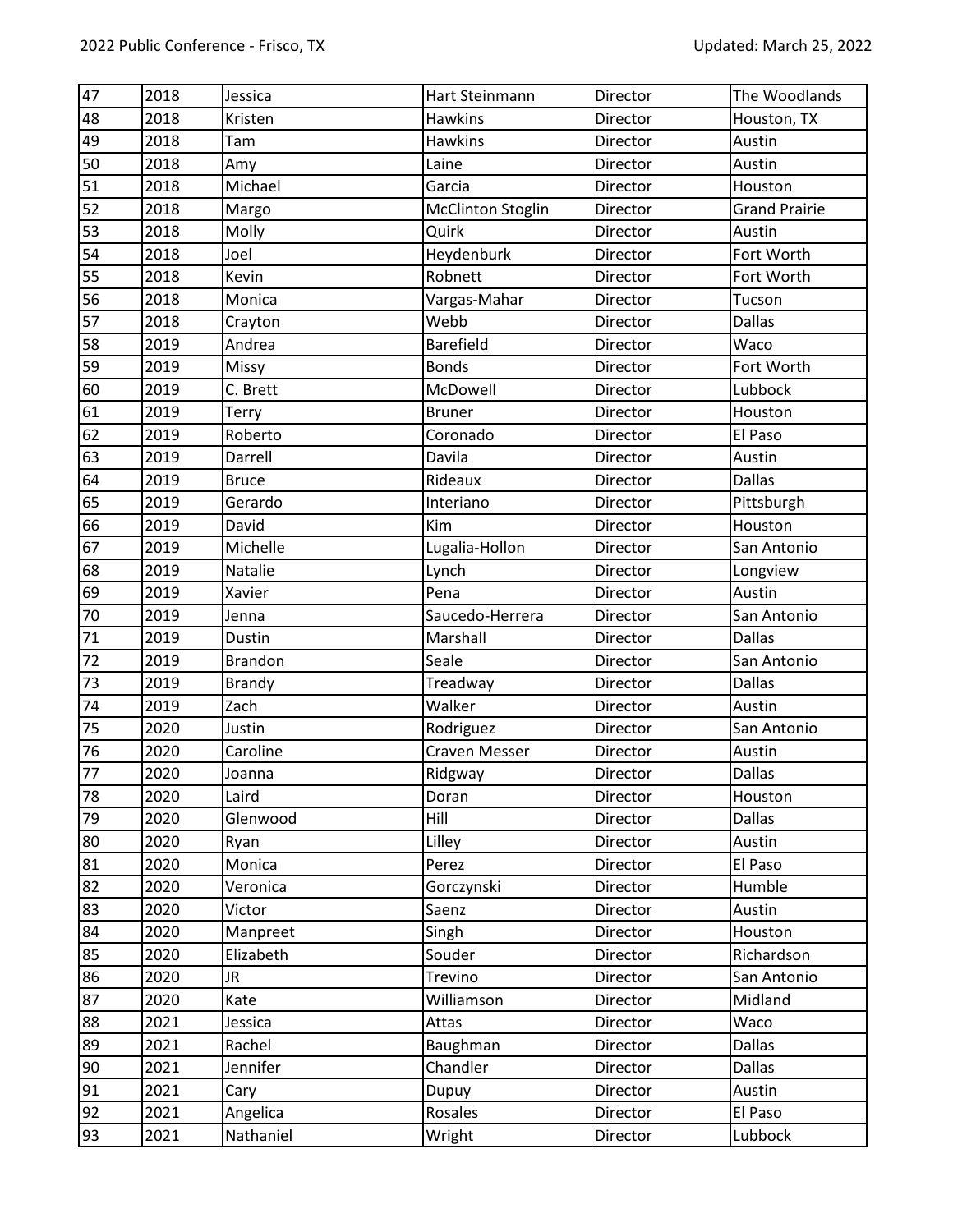| 47 | 2018 | Jessica | Hart Steinmann | Director | The Woodlands |
|---|---|---|---|---|---|
| 48 | 2018 | Kristen | Hawkins | Director | Houston, TX |
| 49 | 2018 | Tam | Hawkins | Director | Austin |
| 50 | 2018 | Amy | Laine | Director | Austin |
| 51 | 2018 | Michael | Garcia | Director | Houston |
| 52 | 2018 | Margo | McClinton Stoglin | Director | Grand Prairie |
| 53 | 2018 | Molly | Quirk | Director | Austin |
| 54 | 2018 | Joel | Heydenburk | Director | Fort Worth |
| 55 | 2018 | Kevin | Robnett | Director | Fort Worth |
| 56 | 2018 | Monica | Vargas-Mahar | Director | Tucson |
| 57 | 2018 | Crayton | Webb | Director | Dallas |
| 58 | 2019 | Andrea | Barefield | Director | Waco |
| 59 | 2019 | Missy | Bonds | Director | Fort Worth |
| 60 | 2019 | C. Brett | McDowell | Director | Lubbock |
| 61 | 2019 | Terry | Bruner | Director | Houston |
| 62 | 2019 | Roberto | Coronado | Director | El Paso |
| 63 | 2019 | Darrell | Davila | Director | Austin |
| 64 | 2019 | Bruce | Rideaux | Director | Dallas |
| 65 | 2019 | Gerardo | Interiano | Director | Pittsburgh |
| 66 | 2019 | David | Kim | Director | Houston |
| 67 | 2019 | Michelle | Lugalia-Hollon | Director | San Antonio |
| 68 | 2019 | Natalie | Lynch | Director | Longview |
| 69 | 2019 | Xavier | Pena | Director | Austin |
| 70 | 2019 | Jenna | Saucedo-Herrera | Director | San Antonio |
| 71 | 2019 | Dustin | Marshall | Director | Dallas |
| 72 | 2019 | Brandon | Seale | Director | San Antonio |
| 73 | 2019 | Brandy | Treadway | Director | Dallas |
| 74 | 2019 | Zach | Walker | Director | Austin |
| 75 | 2020 | Justin | Rodriguez | Director | San Antonio |
| 76 | 2020 | Caroline | Craven Messer | Director | Austin |
| 77 | 2020 | Joanna | Ridgway | Director | Dallas |
| 78 | 2020 | Laird | Doran | Director | Houston |
| 79 | 2020 | Glenwood | Hill | Director | Dallas |
| 80 | 2020 | Ryan | Lilley | Director | Austin |
| 81 | 2020 | Monica | Perez | Director | El Paso |
| 82 | 2020 | Veronica | Gorczynski | Director | Humble |
| 83 | 2020 | Victor | Saenz | Director | Austin |
| 84 | 2020 | Manpreet | Singh | Director | Houston |
| 85 | 2020 | Elizabeth | Souder | Director | Richardson |
| 86 | 2020 | JR | Trevino | Director | San Antonio |
| 87 | 2020 | Kate | Williamson | Director | Midland |
| 88 | 2021 | Jessica | Attas | Director | Waco |
| 89 | 2021 | Rachel | Baughman | Director | Dallas |
| 90 | 2021 | Jennifer | Chandler | Director | Dallas |
| 91 | 2021 | Cary | Dupuy | Director | Austin |
| 92 | 2021 | Angelica | Rosales | Director | El Paso |
| 93 | 2021 | Nathaniel | Wright | Director | Lubbock |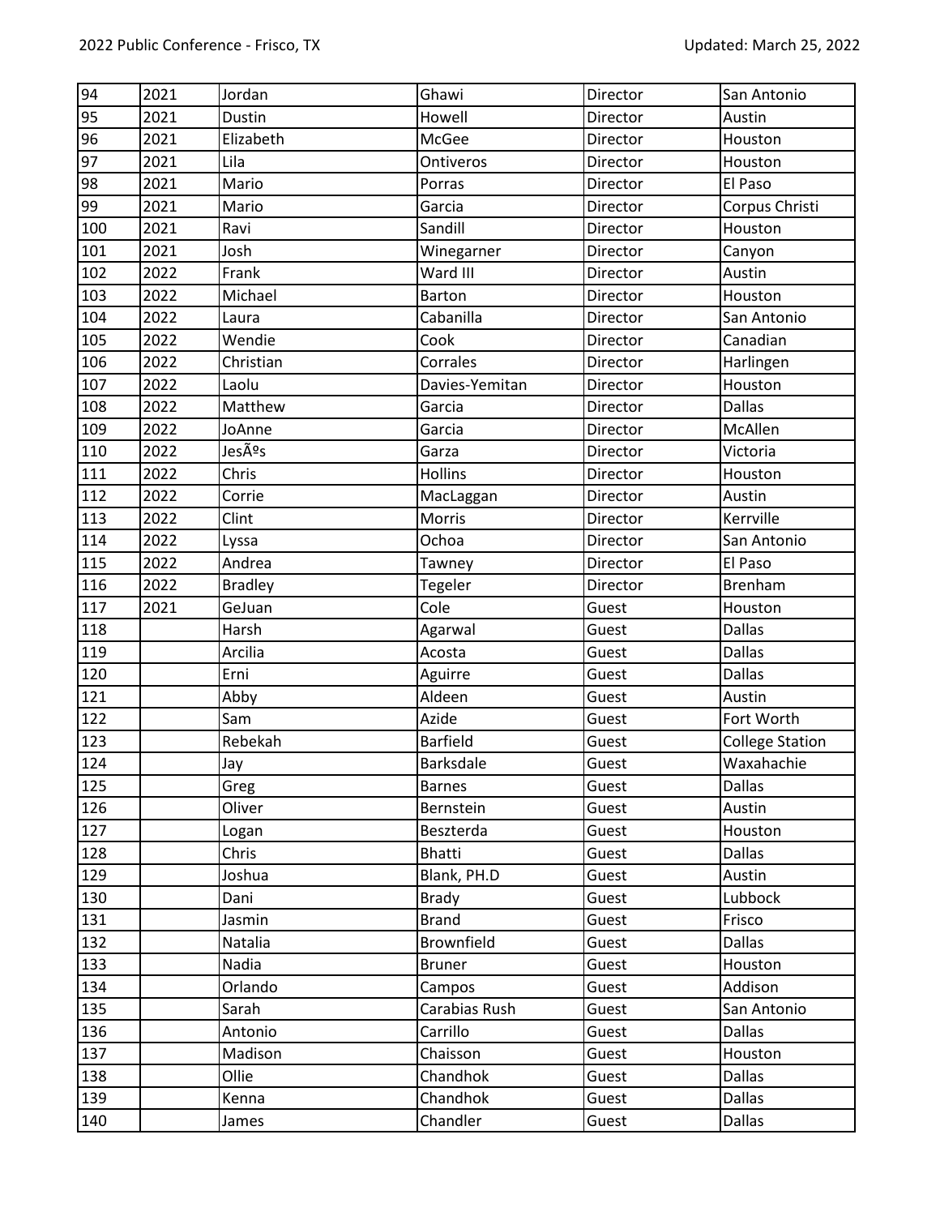| | | | | | |
|---|---|---|---|---|---|
| 94 | 2021 | Jordan | Ghawi | Director | San Antonio |
| 95 | 2021 | Dustin | Howell | Director | Austin |
| 96 | 2021 | Elizabeth | McGee | Director | Houston |
| 97 | 2021 | Lila | Ontiveros | Director | Houston |
| 98 | 2021 | Mario | Porras | Director | El Paso |
| 99 | 2021 | Mario | Garcia | Director | Corpus Christi |
| 100 | 2021 | Ravi | Sandill | Director | Houston |
| 101 | 2021 | Josh | Winegarner | Director | Canyon |
| 102 | 2022 | Frank | Ward III | Director | Austin |
| 103 | 2022 | Michael | Barton | Director | Houston |
| 104 | 2022 | Laura | Cabanilla | Director | San Antonio |
| 105 | 2022 | Wendie | Cook | Director | Canadian |
| 106 | 2022 | Christian | Corrales | Director | Harlingen |
| 107 | 2022 | Laolu | Davies-Yemitan | Director | Houston |
| 108 | 2022 | Matthew | Garcia | Director | Dallas |
| 109 | 2022 | JoAnne | Garcia | Director | McAllen |
| 110 | 2022 | JesÃºs | Garza | Director | Victoria |
| 111 | 2022 | Chris | Hollins | Director | Houston |
| 112 | 2022 | Corrie | MacLaggan | Director | Austin |
| 113 | 2022 | Clint | Morris | Director | Kerrville |
| 114 | 2022 | Lyssa | Ochoa | Director | San Antonio |
| 115 | 2022 | Andrea | Tawney | Director | El Paso |
| 116 | 2022 | Bradley | Tegeler | Director | Brenham |
| 117 | 2021 | GeJuan | Cole | Guest | Houston |
| 118 | | Harsh | Agarwal | Guest | Dallas |
| 119 | | Arcilia | Acosta | Guest | Dallas |
| 120 | | Erni | Aguirre | Guest | Dallas |
| 121 | | Abby | Aldeen | Guest | Austin |
| 122 | | Sam | Azide | Guest | Fort Worth |
| 123 | | Rebekah | Barfield | Guest | College Station |
| 124 | | Jay | Barksdale | Guest | Waxahachie |
| 125 | | Greg | Barnes | Guest | Dallas |
| 126 | | Oliver | Bernstein | Guest | Austin |
| 127 | | Logan | Beszterda | Guest | Houston |
| 128 | | Chris | Bhatti | Guest | Dallas |
| 129 | | Joshua | Blank, PH.D | Guest | Austin |
| 130 | | Dani | Brady | Guest | Lubbock |
| 131 | | Jasmin | Brand | Guest | Frisco |
| 132 | | Natalia | Brownfield | Guest | Dallas |
| 133 | | Nadia | Bruner | Guest | Houston |
| 134 | | Orlando | Campos | Guest | Addison |
| 135 | | Sarah | Carabias Rush | Guest | San Antonio |
| 136 | | Antonio | Carrillo | Guest | Dallas |
| 137 | | Madison | Chaisson | Guest | Houston |
| 138 | | Ollie | Chandhok | Guest | Dallas |
| 139 | | Kenna | Chandhok | Guest | Dallas |
| 140 | | James | Chandler | Guest | Dallas |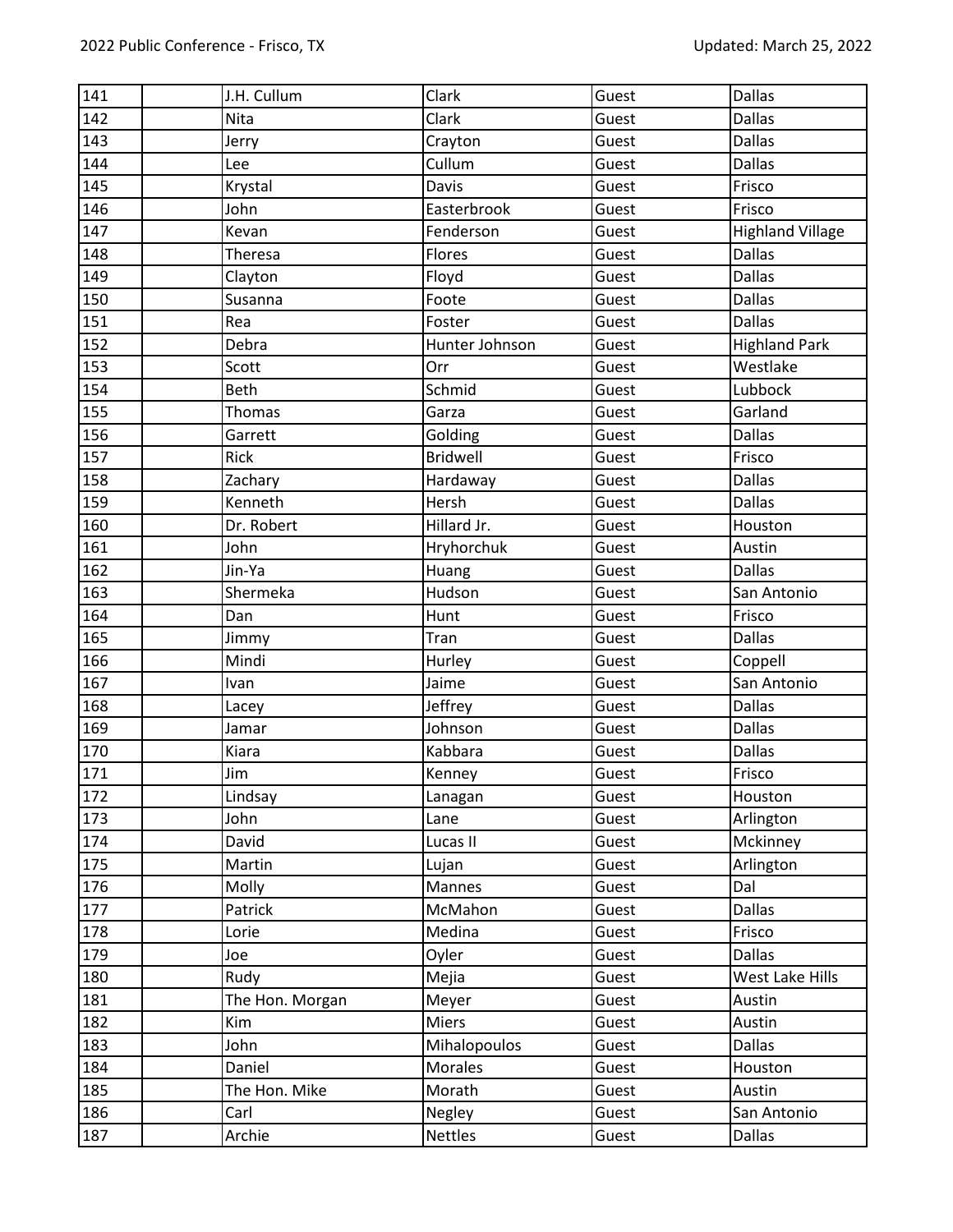| | | | | | |
|---|---|---|---|---|---|
| 141 | | J.H. Cullum | Clark | Guest | Dallas |
| 142 | | Nita | Clark | Guest | Dallas |
| 143 | | Jerry | Crayton | Guest | Dallas |
| 144 | | Lee | Cullum | Guest | Dallas |
| 145 | | Krystal | Davis | Guest | Frisco |
| 146 | | John | Easterbrook | Guest | Frisco |
| 147 | | Kevan | Fenderson | Guest | Highland Village |
| 148 | | Theresa | Flores | Guest | Dallas |
| 149 | | Clayton | Floyd | Guest | Dallas |
| 150 | | Susanna | Foote | Guest | Dallas |
| 151 | | Rea | Foster | Guest | Dallas |
| 152 | | Debra | Hunter Johnson | Guest | Highland Park |
| 153 | | Scott | Orr | Guest | Westlake |
| 154 | | Beth | Schmid | Guest | Lubbock |
| 155 | | Thomas | Garza | Guest | Garland |
| 156 | | Garrett | Golding | Guest | Dallas |
| 157 | | Rick | Bridwell | Guest | Frisco |
| 158 | | Zachary | Hardaway | Guest | Dallas |
| 159 | | Kenneth | Hersh | Guest | Dallas |
| 160 | | Dr. Robert | Hillard Jr. | Guest | Houston |
| 161 | | John | Hryhorchuk | Guest | Austin |
| 162 | | Jin-Ya | Huang | Guest | Dallas |
| 163 | | Shermeka | Hudson | Guest | San Antonio |
| 164 | | Dan | Hunt | Guest | Frisco |
| 165 | | Jimmy | Tran | Guest | Dallas |
| 166 | | Mindi | Hurley | Guest | Coppell |
| 167 | | Ivan | Jaime | Guest | San Antonio |
| 168 | | Lacey | Jeffrey | Guest | Dallas |
| 169 | | Jamar | Johnson | Guest | Dallas |
| 170 | | Kiara | Kabbara | Guest | Dallas |
| 171 | | Jim | Kenney | Guest | Frisco |
| 172 | | Lindsay | Lanagan | Guest | Houston |
| 173 | | John | Lane | Guest | Arlington |
| 174 | | David | Lucas II | Guest | Mckinney |
| 175 | | Martin | Lujan | Guest | Arlington |
| 176 | | Molly | Mannes | Guest | Dal |
| 177 | | Patrick | McMahon | Guest | Dallas |
| 178 | | Lorie | Medina | Guest | Frisco |
| 179 | | Joe | Oyler | Guest | Dallas |
| 180 | | Rudy | Mejia | Guest | West Lake Hills |
| 181 | | The Hon. Morgan | Meyer | Guest | Austin |
| 182 | | Kim | Miers | Guest | Austin |
| 183 | | John | Mihalopoulos | Guest | Dallas |
| 184 | | Daniel | Morales | Guest | Houston |
| 185 | | The Hon. Mike | Morath | Guest | Austin |
| 186 | | Carl | Negley | Guest | San Antonio |
| 187 | | Archie | Nettles | Guest | Dallas |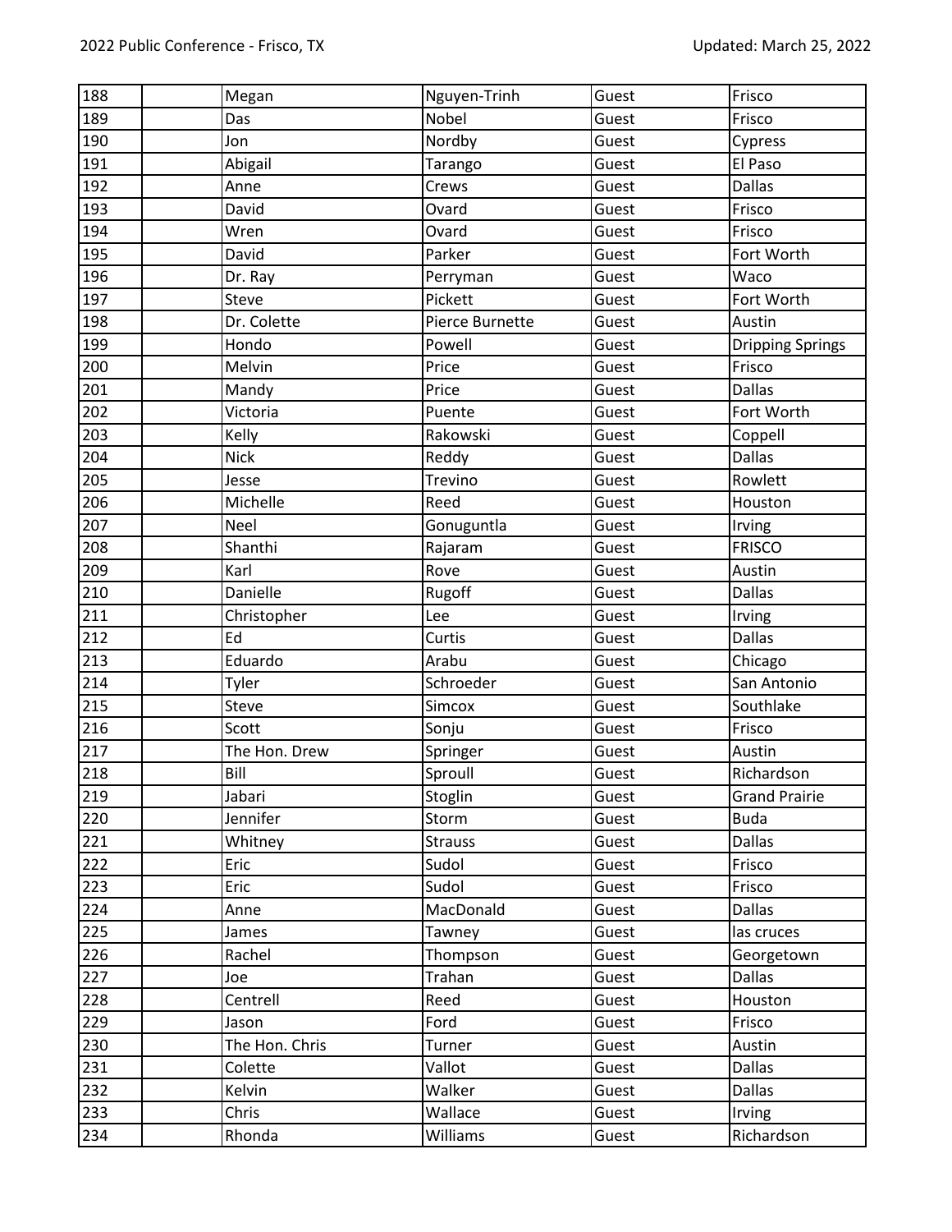| | | | | | |
|---|---|---|---|---|---|
| 188 | | Megan | Nguyen-Trinh | Guest | Frisco |
| 189 | | Das | Nobel | Guest | Frisco |
| 190 | | Jon | Nordby | Guest | Cypress |
| 191 | | Abigail | Tarango | Guest | El Paso |
| 192 | | Anne | Crews | Guest | Dallas |
| 193 | | David | Ovard | Guest | Frisco |
| 194 | | Wren | Ovard | Guest | Frisco |
| 195 | | David | Parker | Guest | Fort Worth |
| 196 | | Dr. Ray | Perryman | Guest | Waco |
| 197 | | Steve | Pickett | Guest | Fort Worth |
| 198 | | Dr. Colette | Pierce Burnette | Guest | Austin |
| 199 | | Hondo | Powell | Guest | Dripping Springs |
| 200 | | Melvin | Price | Guest | Frisco |
| 201 | | Mandy | Price | Guest | Dallas |
| 202 | | Victoria | Puente | Guest | Fort Worth |
| 203 | | Kelly | Rakowski | Guest | Coppell |
| 204 | | Nick | Reddy | Guest | Dallas |
| 205 | | Jesse | Trevino | Guest | Rowlett |
| 206 | | Michelle | Reed | Guest | Houston |
| 207 | | Neel | Gonuguntla | Guest | Irving |
| 208 | | Shanthi | Rajaram | Guest | FRISCO |
| 209 | | Karl | Rove | Guest | Austin |
| 210 | | Danielle | Rugoff | Guest | Dallas |
| 211 | | Christopher | Lee | Guest | Irving |
| 212 | | Ed | Curtis | Guest | Dallas |
| 213 | | Eduardo | Arabu | Guest | Chicago |
| 214 | | Tyler | Schroeder | Guest | San Antonio |
| 215 | | Steve | Simcox | Guest | Southlake |
| 216 | | Scott | Sonju | Guest | Frisco |
| 217 | | The Hon. Drew | Springer | Guest | Austin |
| 218 | | Bill | Sproull | Guest | Richardson |
| 219 | | Jabari | Stoglin | Guest | Grand Prairie |
| 220 | | Jennifer | Storm | Guest | Buda |
| 221 | | Whitney | Strauss | Guest | Dallas |
| 222 | | Eric | Sudol | Guest | Frisco |
| 223 | | Eric | Sudol | Guest | Frisco |
| 224 | | Anne | MacDonald | Guest | Dallas |
| 225 | | James | Tawney | Guest | las cruces |
| 226 | | Rachel | Thompson | Guest | Georgetown |
| 227 | | Joe | Trahan | Guest | Dallas |
| 228 | | Centrell | Reed | Guest | Houston |
| 229 | | Jason | Ford | Guest | Frisco |
| 230 | | The Hon. Chris | Turner | Guest | Austin |
| 231 | | Colette | Vallot | Guest | Dallas |
| 232 | | Kelvin | Walker | Guest | Dallas |
| 233 | | Chris | Wallace | Guest | Irving |
| 234 | | Rhonda | Williams | Guest | Richardson |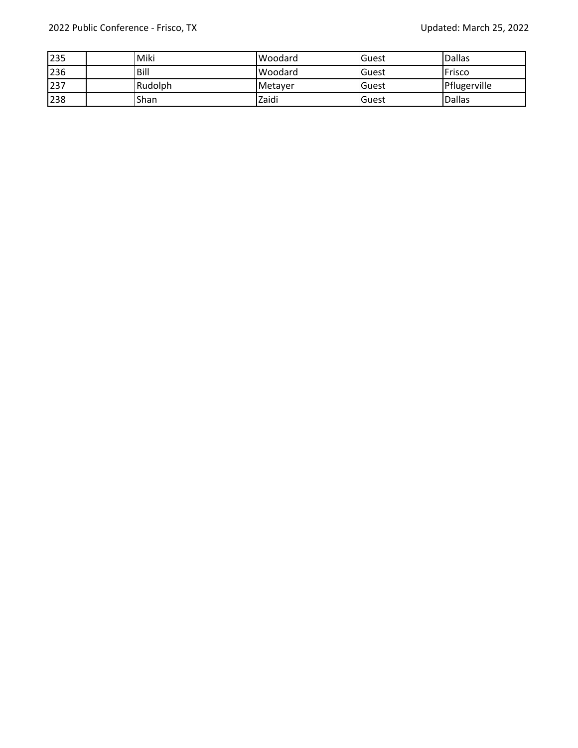| | | | | | |
|---|---|---|---|---|---|
| 235 | | Miki | Woodard | Guest | Dallas |
| 236 | | Bill | Woodard | Guest | Frisco |
| 237 | | Rudolph | Metayer | Guest | Pflugerville |
| 238 | | Shan | Zaidi | Guest | Dallas |